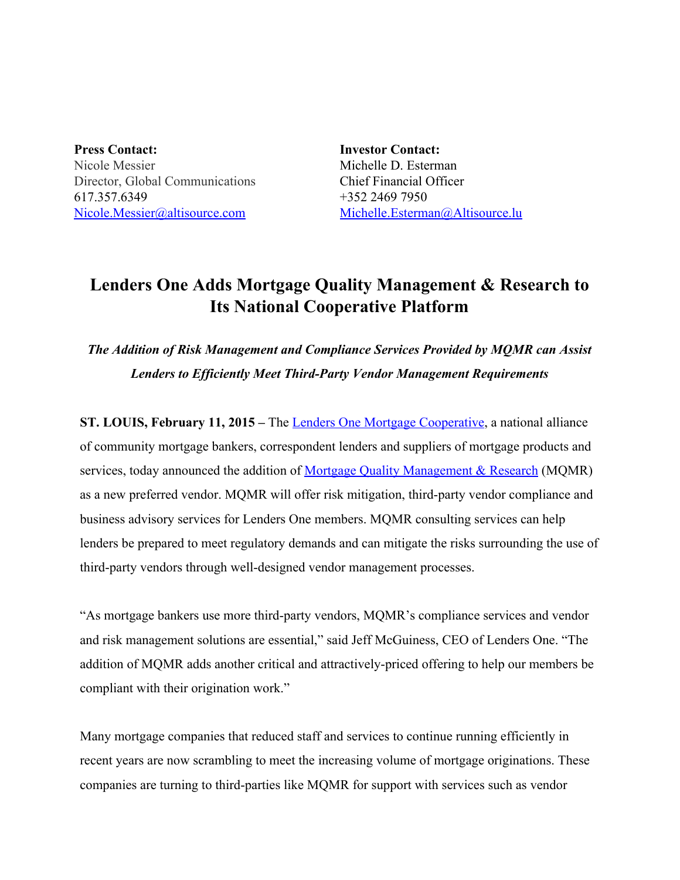**Press Contact:**
Nicole Messier
Director, Global Communications
617.357.6349
Nicole.Messier@altisource.com

**Investor Contact:**
Michelle D. Esterman
Chief Financial Officer
+352 2469 7950
Michelle.Esterman@Altisource.lu

# Lenders One Adds Mortgage Quality Management & Research to Its National Cooperative Platform

***The Addition of Risk Management and Compliance Services Provided by MQMR can Assist Lenders to Efficiently Meet Third-Party Vendor Management Requirements***

**ST. LOUIS, February 11, 2015 –** The Lenders One Mortgage Cooperative, a national alliance of community mortgage bankers, correspondent lenders and suppliers of mortgage products and services, today announced the addition of Mortgage Quality Management & Research (MQMR) as a new preferred vendor. MQMR will offer risk mitigation, third-party vendor compliance and business advisory services for Lenders One members. MQMR consulting services can help lenders be prepared to meet regulatory demands and can mitigate the risks surrounding the use of third-party vendors through well-designed vendor management processes.

"As mortgage bankers use more third-party vendors, MQMR's compliance services and vendor and risk management solutions are essential," said Jeff McGuiness, CEO of Lenders One. "The addition of MQMR adds another critical and attractively-priced offering to help our members be compliant with their origination work."

Many mortgage companies that reduced staff and services to continue running efficiently in recent years are now scrambling to meet the increasing volume of mortgage originations. These companies are turning to third-parties like MQMR for support with services such as vendor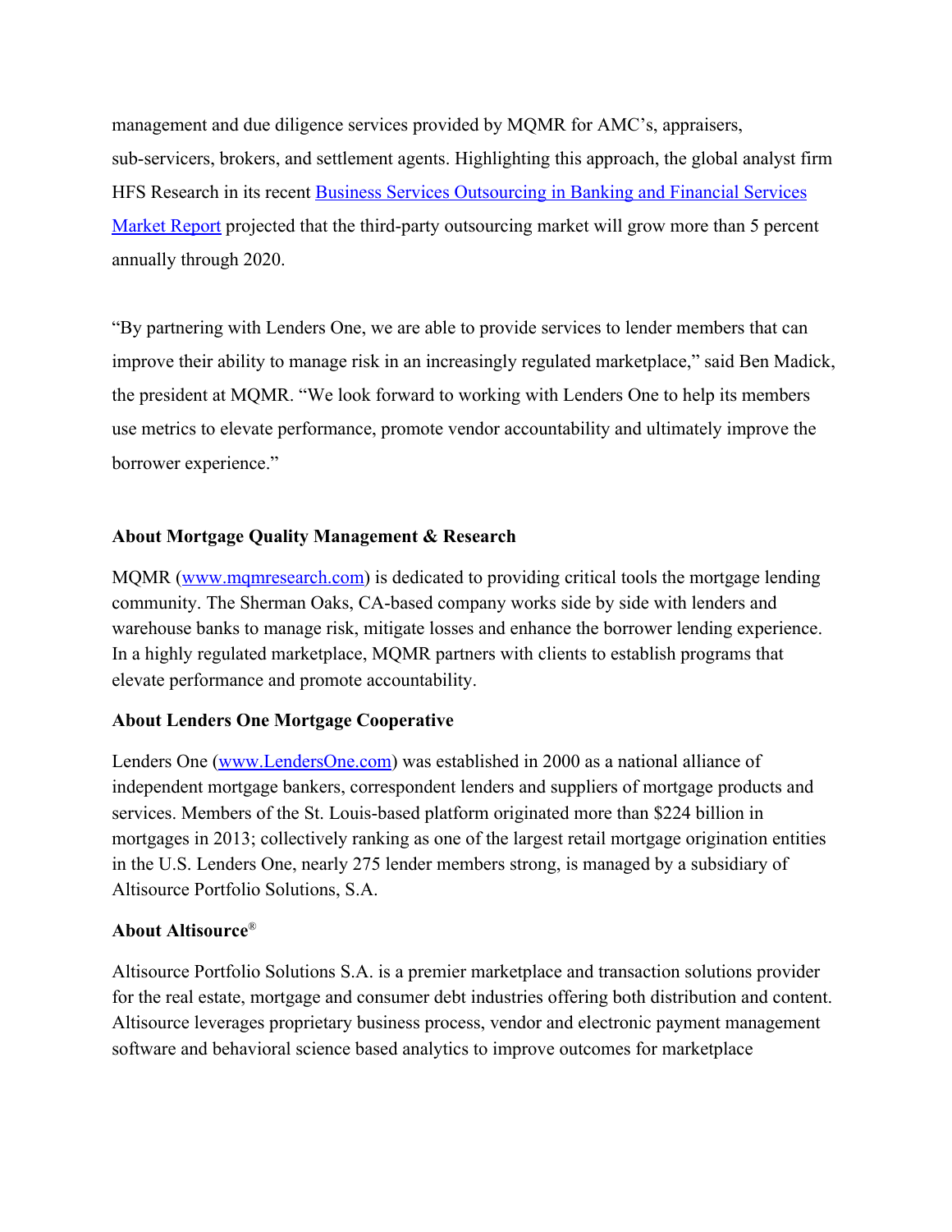management and due diligence services provided by MQMR for AMC's, appraisers, sub-servicers, brokers, and settlement agents. Highlighting this approach, the global analyst firm HFS Research in its recent [Business Services Outsourcing in Banking and Financial Services Market Report](#) projected that the third-party outsourcing market will grow more than 5 percent annually through 2020.

"By partnering with Lenders One, we are able to provide services to lender members that can improve their ability to manage risk in an increasingly regulated marketplace," said Ben Madick, the president at MQMR. "We look forward to working with Lenders One to help its members use metrics to elevate performance, promote vendor accountability and ultimately improve the borrower experience."

**About Mortgage Quality Management & Research**

MQMR ([www.mqmresearch.com](http://www.mqmresearch.com)) is dedicated to providing critical tools the mortgage lending community. The Sherman Oaks, CA-based company works side by side with lenders and warehouse banks to manage risk, mitigate losses and enhance the borrower lending experience. In a highly regulated marketplace, MQMR partners with clients to establish programs that elevate performance and promote accountability.

**About Lenders One Mortgage Cooperative**

Lenders One ([www.LendersOne.com](http://www.LendersOne.com)) was established in 2000 as a national alliance of independent mortgage bankers, correspondent lenders and suppliers of mortgage products and services. Members of the St. Louis-based platform originated more than $224 billion in mortgages in 2013; collectively ranking as one of the largest retail mortgage origination entities in the U.S. Lenders One, nearly 275 lender members strong, is managed by a subsidiary of Altisource Portfolio Solutions, S.A.

**About Altisource®**

Altisource Portfolio Solutions S.A. is a premier marketplace and transaction solutions provider for the real estate, mortgage and consumer debt industries offering both distribution and content. Altisource leverages proprietary business process, vendor and electronic payment management software and behavioral science based analytics to improve outcomes for marketplace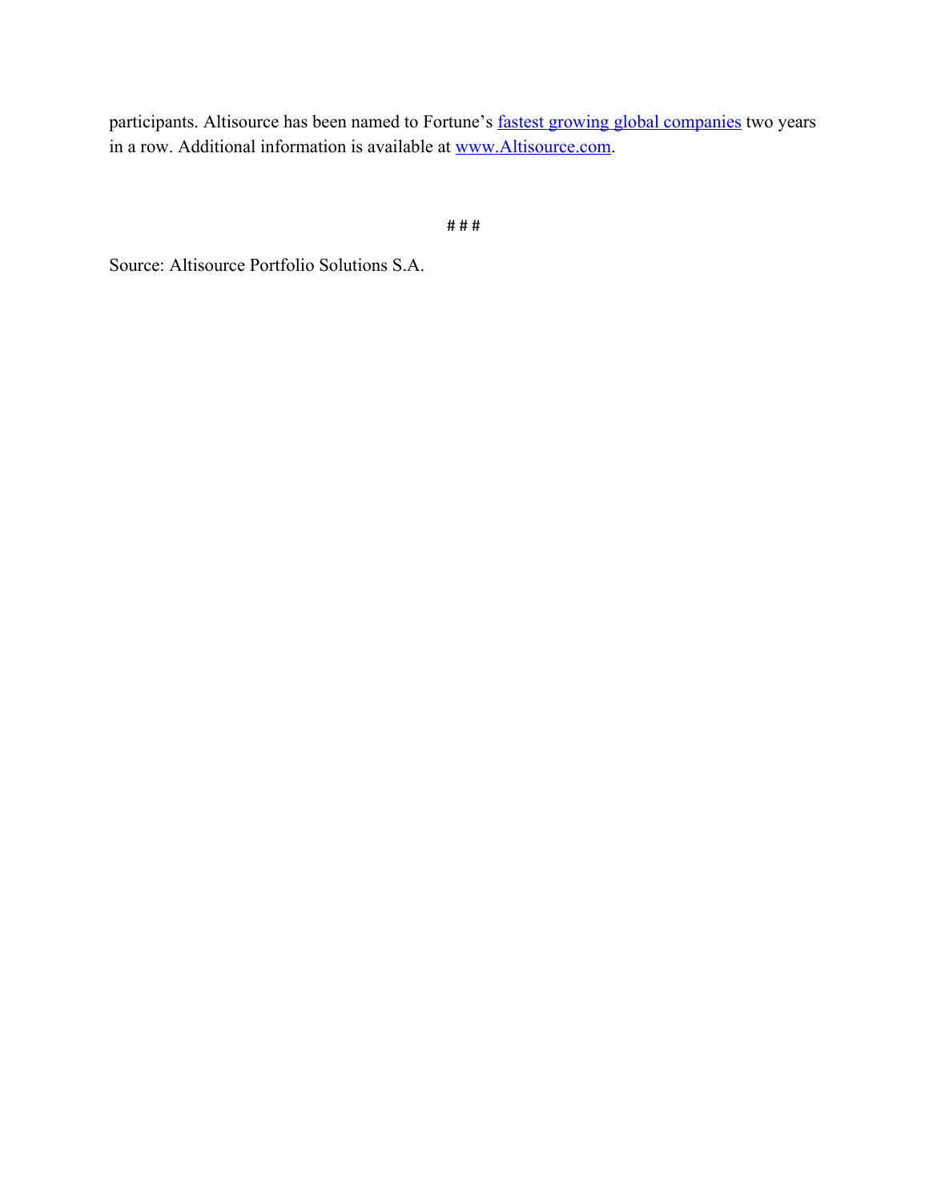participants. Altisource has been named to Fortune's [fastest growing global companies] two years in a row. Additional information is available at [www.Altisource.com].

# # #

Source: Altisource Portfolio Solutions S.A.